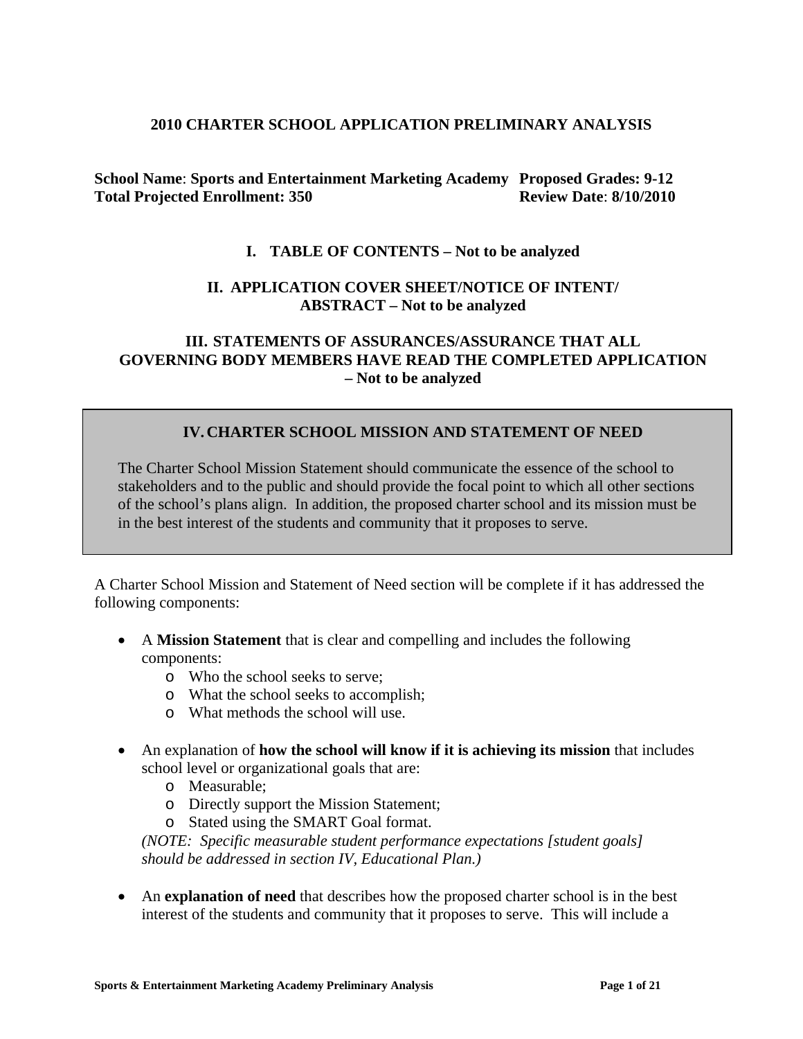# 2010 CHARTER SCHOOL APPLICATION PRELIMINARY ANALYSIS

**School Name**: **Sports and Entertainment Marketing Academy** **Proposed Grades: 9-12**
**Total Projected Enrollment: 350** **Review Date**: **8/10/2010**

## I. TABLE OF CONTENTS – Not to be analyzed

## II. APPLICATION COVER SHEET/NOTICE OF INTENT/ ABSTRACT – Not to be analyzed

## III. STATEMENTS OF ASSURANCES/ASSURANCE THAT ALL GOVERNING BODY MEMBERS HAVE READ THE COMPLETED APPLICATION – Not to be analyzed

## IV. CHARTER SCHOOL MISSION AND STATEMENT OF NEED

The Charter School Mission Statement should communicate the essence of the school to stakeholders and to the public and should provide the focal point to which all other sections of the school's plans align. In addition, the proposed charter school and its mission must be in the best interest of the students and community that it proposes to serve.

A Charter School Mission and Statement of Need section will be complete if it has addressed the following components:

- A **Mission Statement** that is clear and compelling and includes the following components:
  - Who the school seeks to serve;
  - What the school seeks to accomplish;
  - What methods the school will use.
- An explanation of **how the school will know if it is achieving its mission** that includes school level or organizational goals that are:
  - Measurable;
  - Directly support the Mission Statement;
  - Stated using the SMART Goal format.

  *(NOTE: Specific measurable student performance expectations [student goals] should be addressed in section IV, Educational Plan.)*
- An **explanation of need** that describes how the proposed charter school is in the best interest of the students and community that it proposes to serve. This will include a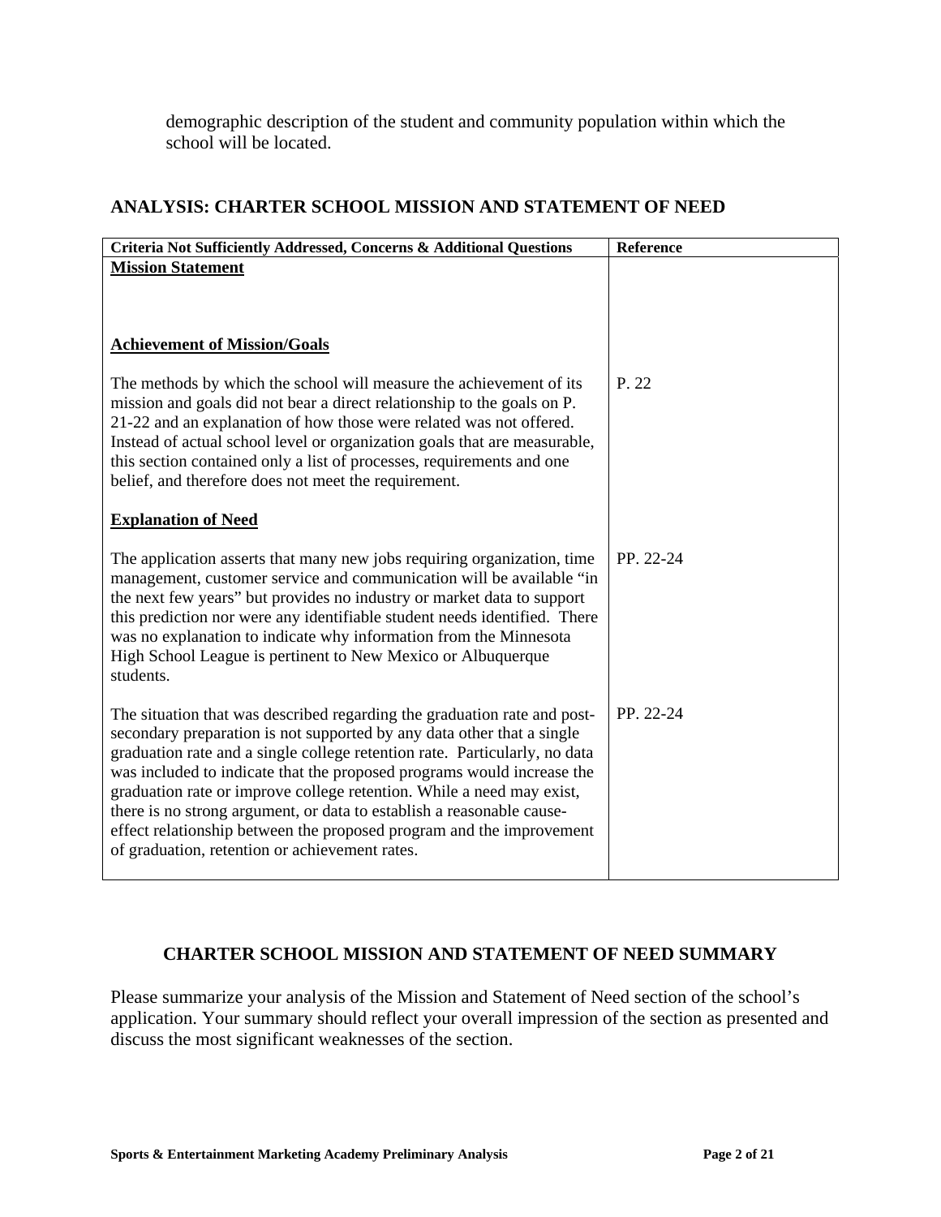demographic description of the student and community population within which the school will be located.

## ANALYSIS: CHARTER SCHOOL MISSION AND STATEMENT OF NEED

| Criteria Not Sufficiently Addressed, Concerns & Additional Questions | Reference |
|---|---|
| **Mission Statement** | |
| **Achievement of Mission/Goals** | |
| The methods by which the school will measure the achievement of its mission and goals did not bear a direct relationship to the goals on P. 21-22 and an explanation of how those were related was not offered. Instead of actual school level or organization goals that are measurable, this section contained only a list of processes, requirements and one belief, and therefore does not meet the requirement. | P. 22 |
| **Explanation of Need** | |
| The application asserts that many new jobs requiring organization, time management, customer service and communication will be available "in the next few years" but provides no industry or market data to support this prediction nor were any identifiable student needs identified. There was no explanation to indicate why information from the Minnesota High School League is pertinent to New Mexico or Albuquerque students. | PP. 22-24 |
| The situation that was described regarding the graduation rate and post-secondary preparation is not supported by any data other that a single graduation rate and a single college retention rate. Particularly, no data was included to indicate that the proposed programs would increase the graduation rate or improve college retention. While a need may exist, there is no strong argument, or data to establish a reasonable cause-effect relationship between the proposed program and the improvement of graduation, retention or achievement rates. | PP. 22-24 |

## CHARTER SCHOOL MISSION AND STATEMENT OF NEED SUMMARY

Please summarize your analysis of the Mission and Statement of Need section of the school's application. Your summary should reflect your overall impression of the section as presented and discuss the most significant weaknesses of the section.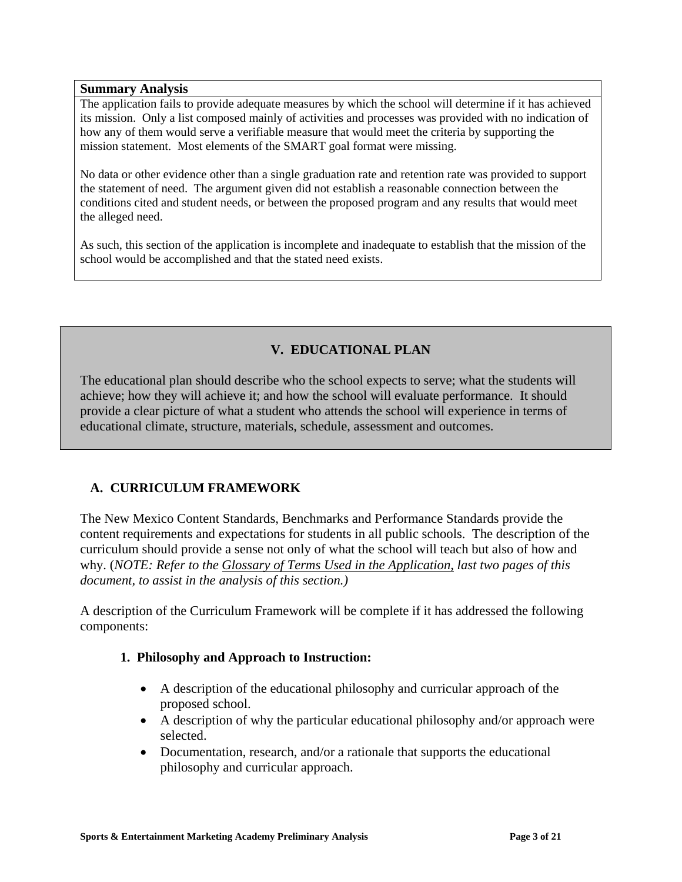**Summary Analysis**

The application fails to provide adequate measures by which the school will determine if it has achieved its mission. Only a list composed mainly of activities and processes was provided with no indication of how any of them would serve a verifiable measure that would meet the criteria by supporting the mission statement. Most elements of the SMART goal format were missing.

No data or other evidence other than a single graduation rate and retention rate was provided to support the statement of need. The argument given did not establish a reasonable connection between the conditions cited and student needs, or between the proposed program and any results that would meet the alleged need.

As such, this section of the application is incomplete and inadequate to establish that the mission of the school would be accomplished and that the stated need exists.

## V. EDUCATIONAL PLAN

The educational plan should describe who the school expects to serve; what the students will achieve; how they will achieve it; and how the school will evaluate performance. It should provide a clear picture of what a student who attends the school will experience in terms of educational climate, structure, materials, schedule, assessment and outcomes.

### A. CURRICULUM FRAMEWORK

The New Mexico Content Standards, Benchmarks and Performance Standards provide the content requirements and expectations for students in all public schools. The description of the curriculum should provide a sense not only of what the school will teach but also of how and why. (*NOTE: Refer to the Glossary of Terms Used in the Application, last two pages of this document, to assist in the analysis of this section.)*

A description of the Curriculum Framework will be complete if it has addressed the following components:

#### 1. Philosophy and Approach to Instruction:

- A description of the educational philosophy and curricular approach of the proposed school.
- A description of why the particular educational philosophy and/or approach were selected.
- Documentation, research, and/or a rationale that supports the educational philosophy and curricular approach.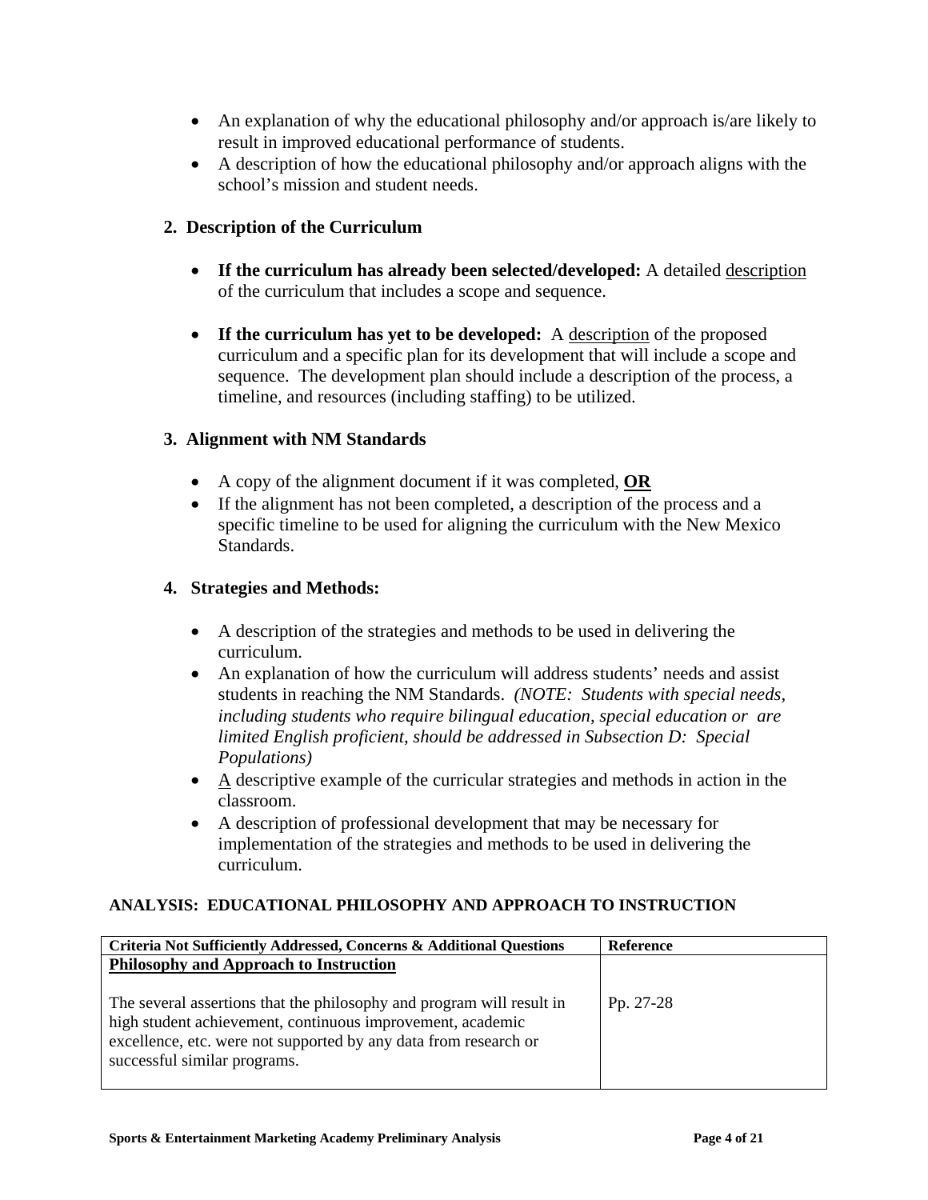- An explanation of why the educational philosophy and/or approach is/are likely to result in improved educational performance of students.
- A description of how the educational philosophy and/or approach aligns with the school's mission and student needs.

### 2. Description of the Curriculum

- **If the curriculum has already been selected/developed:** A detailed <u>description</u> of the curriculum that includes a scope and sequence.

- **If the curriculum has yet to be developed:** A <u>description</u> of the proposed curriculum and a specific plan for its development that will include a scope and sequence. The development plan should include a description of the process, a timeline, and resources (including staffing) to be utilized.

### 3. Alignment with NM Standards

- A copy of the alignment document if it was completed, **<u>OR</u>**
- If the alignment has not been completed, a description of the process and a specific timeline to be used for aligning the curriculum with the New Mexico Standards.

### 4. Strategies and Methods:

- A description of the strategies and methods to be used in delivering the curriculum.
- An explanation of how the curriculum will address students' needs and assist students in reaching the NM Standards. *(NOTE: Students with special needs, including students who require bilingual education, special education or are limited English proficient, should be addressed in Subsection D: Special Populations)*
- <u>A</u> descriptive example of the curricular strategies and methods in action in the classroom.
- A description of professional development that may be necessary for implementation of the strategies and methods to be used in delivering the curriculum.

**ANALYSIS: EDUCATIONAL PHILOSOPHY AND APPROACH TO INSTRUCTION**

| Criteria Not Sufficiently Addressed, Concerns & Additional Questions | Reference |
|---|---|
| **<u>Philosophy and Approach to Instruction</u>** | |
| The several assertions that the philosophy and program will result in high student achievement, continuous improvement, academic excellence, etc. were not supported by any data from research or successful similar programs. | Pp. 27-28 |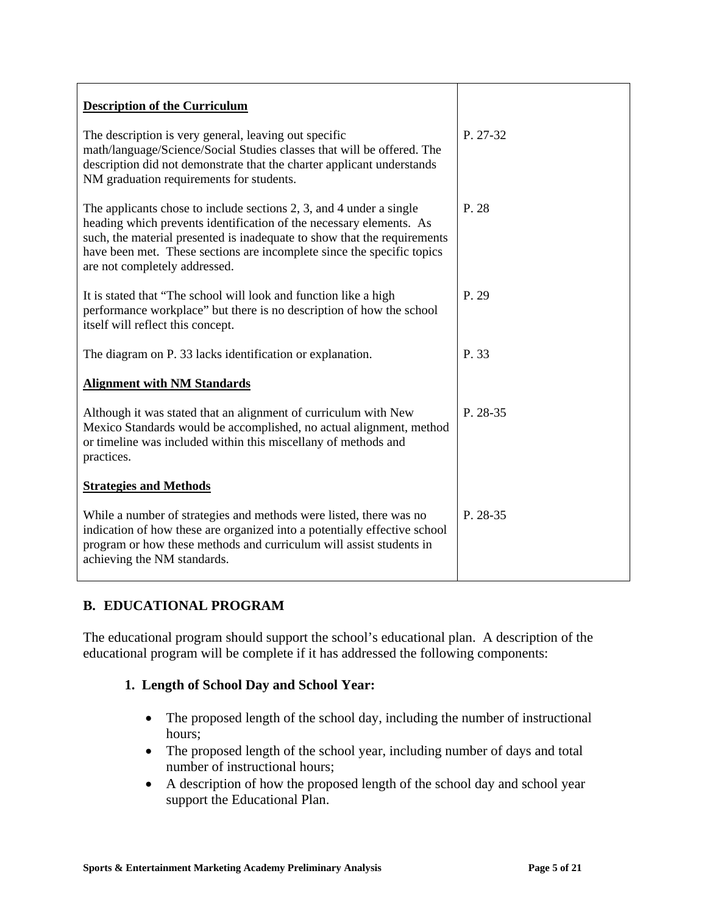| | |
|---|---|
| **Description of the Curriculum** | |
| The description is very general, leaving out specific math/language/Science/Social Studies classes that will be offered. The description did not demonstrate that the charter applicant understands NM graduation requirements for students. | P. 27-32 |
| The applicants chose to include sections 2, 3, and 4 under a single heading which prevents identification of the necessary elements. As such, the material presented is inadequate to show that the requirements have been met. These sections are incomplete since the specific topics are not completely addressed. | P. 28 |
| It is stated that "The school will look and function like a high performance workplace" but there is no description of how the school itself will reflect this concept. | P. 29 |
| The diagram on P. 33 lacks identification or explanation. | P. 33 |
| **Alignment with NM Standards** | |
| Although it was stated that an alignment of curriculum with New Mexico Standards would be accomplished, no actual alignment, method or timeline was included within this miscellany of methods and practices. | P. 28-35 |
| **Strategies and Methods** | |
| While a number of strategies and methods were listed, there was no indication of how these are organized into a potentially effective school program or how these methods and curriculum will assist students in achieving the NM standards. | P. 28-35 |

## B. EDUCATIONAL PROGRAM

The educational program should support the school's educational plan. A description of the educational program will be complete if it has addressed the following components:

### 1. Length of School Day and School Year:

- The proposed length of the school day, including the number of instructional hours;
- The proposed length of the school year, including number of days and total number of instructional hours;
- A description of how the proposed length of the school day and school year support the Educational Plan.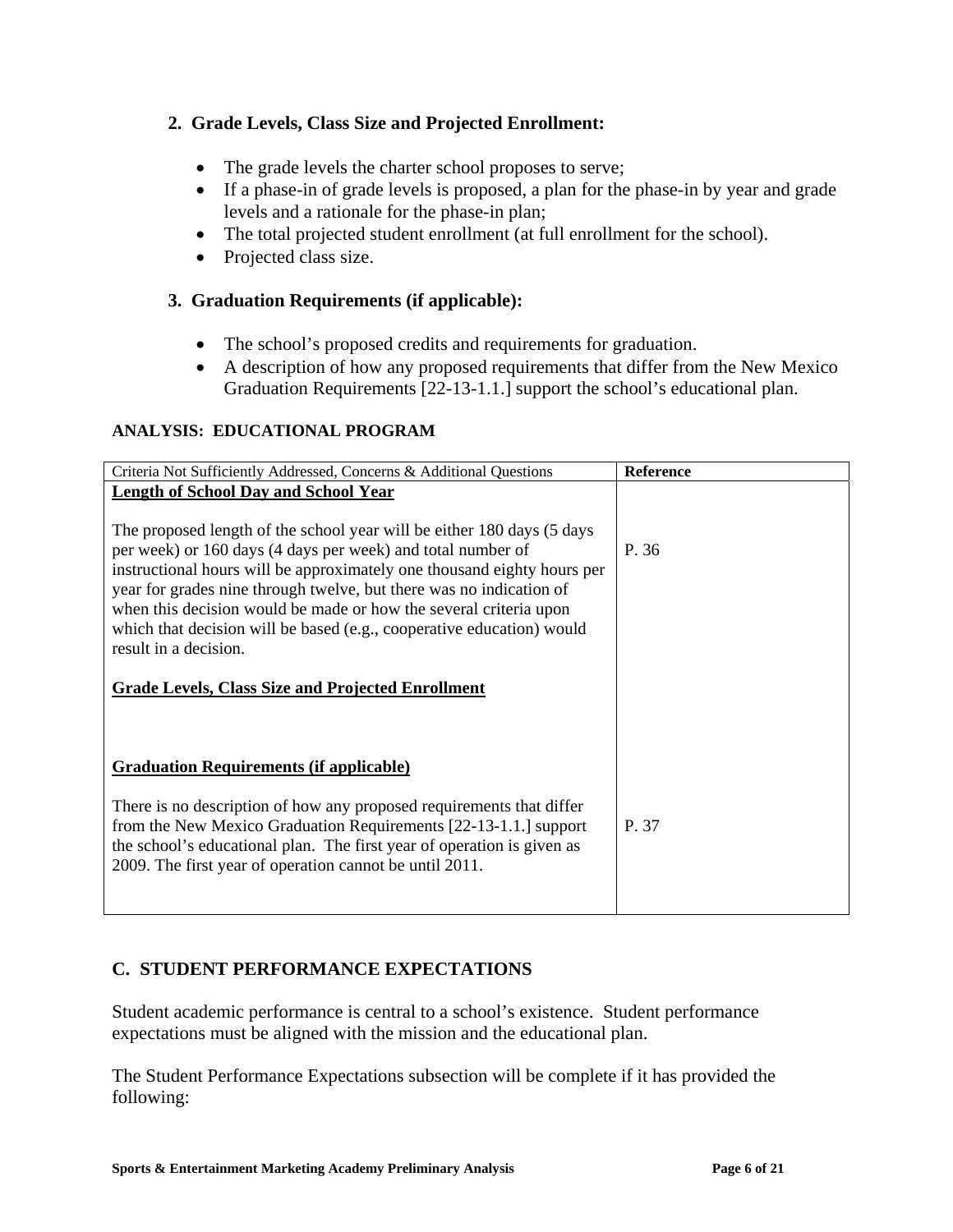### 2. Grade Levels, Class Size and Projected Enrollment:

- The grade levels the charter school proposes to serve;
- If a phase-in of grade levels is proposed, a plan for the phase-in by year and grade levels and a rationale for the phase-in plan;
- The total projected student enrollment (at full enrollment for the school).
- Projected class size.

### 3. Graduation Requirements (if applicable):

- The school's proposed credits and requirements for graduation.
- A description of how any proposed requirements that differ from the New Mexico Graduation Requirements [22-13-1.1.] support the school's educational plan.

**ANALYSIS: EDUCATIONAL PROGRAM**

| Criteria Not Sufficiently Addressed, Concerns & Additional Questions | Reference |
|---|---|
| **Length of School Day and School Year** | |
| The proposed length of the school year will be either 180 days (5 days per week) or 160 days (4 days per week) and total number of instructional hours will be approximately one thousand eighty hours per year for grades nine through twelve, but there was no indication of when this decision would be made or how the several criteria upon which that decision will be based (e.g., cooperative education) would result in a decision. | P. 36 |
| **Grade Levels, Class Size and Projected Enrollment** | |
| **Graduation Requirements (if applicable)** | |
| There is no description of how any proposed requirements that differ from the New Mexico Graduation Requirements [22-13-1.1.] support the school's educational plan. The first year of operation is given as 2009. The first year of operation cannot be until 2011. | P. 37 |

## C. STUDENT PERFORMANCE EXPECTATIONS

Student academic performance is central to a school's existence. Student performance expectations must be aligned with the mission and the educational plan.

The Student Performance Expectations subsection will be complete if it has provided the following: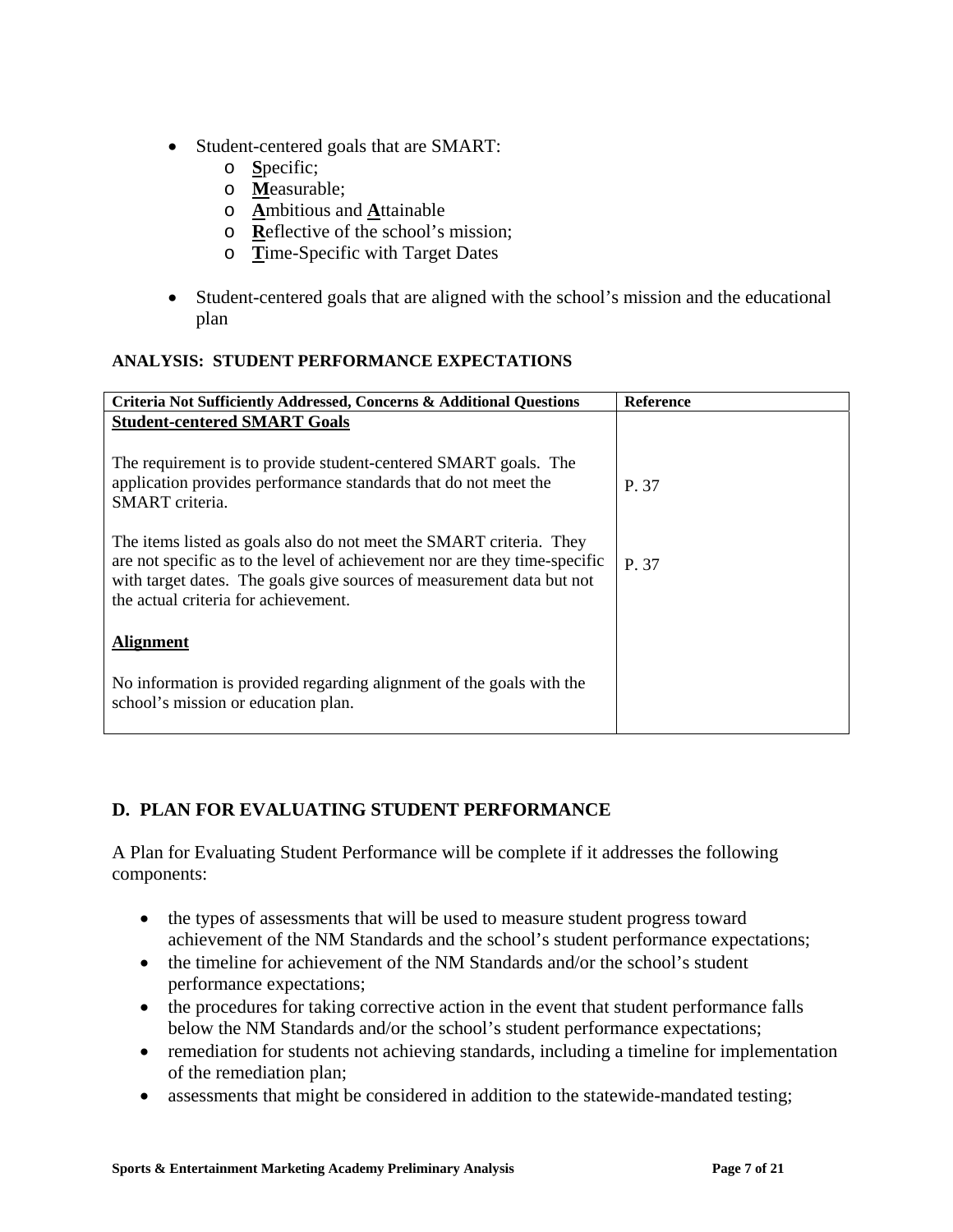- Student-centered goals that are SMART:
    - **S**pecific;
    - **M**easurable;
    - **A**mbitious and **A**ttainable
    - **R**eflective of the school's mission;
    - **T**ime-Specific with Target Dates

- Student-centered goals that are aligned with the school's mission and the educational plan

**ANALYSIS: STUDENT PERFORMANCE EXPECTATIONS**

| Criteria Not Sufficiently Addressed, Concerns & Additional Questions | Reference |
|---|---|
| **Student-centered SMART Goals** | |
| The requirement is to provide student-centered SMART goals. The application provides performance standards that do not meet the SMART criteria. | P. 37 |
| The items listed as goals also do not meet the SMART criteria. They are not specific as to the level of achievement nor are they time-specific with target dates. The goals give sources of measurement data but not the actual criteria for achievement. | P. 37 |
| **Alignment** | |
| No information is provided regarding alignment of the goals with the school's mission or education plan. | |

## D. PLAN FOR EVALUATING STUDENT PERFORMANCE

A Plan for Evaluating Student Performance will be complete if it addresses the following components:

- the types of assessments that will be used to measure student progress toward achievement of the NM Standards and the school's student performance expectations;
- the timeline for achievement of the NM Standards and/or the school's student performance expectations;
- the procedures for taking corrective action in the event that student performance falls below the NM Standards and/or the school's student performance expectations;
- remediation for students not achieving standards, including a timeline for implementation of the remediation plan;
- assessments that might be considered in addition to the statewide-mandated testing;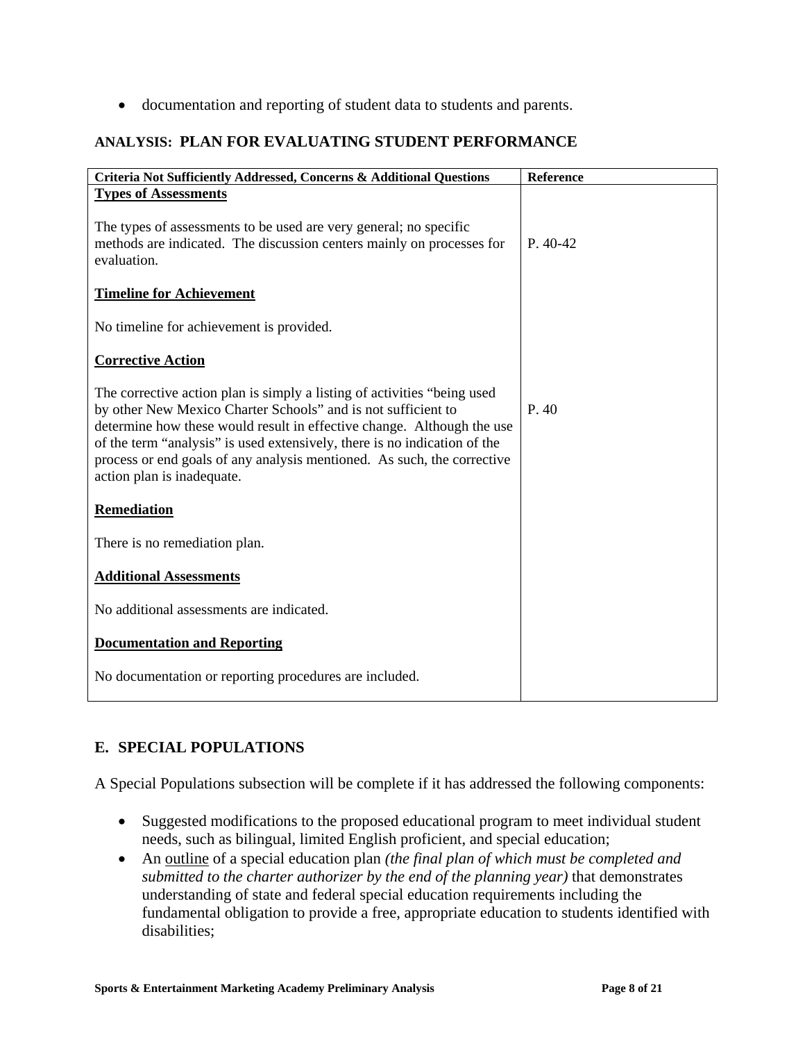- documentation and reporting of student data to students and parents.

### ANALYSIS: PLAN FOR EVALUATING STUDENT PERFORMANCE

| Criteria Not Sufficiently Addressed, Concerns & Additional Questions | Reference |
|---|---|
| **Types of Assessments** | |
| The types of assessments to be used are very general; no specific methods are indicated. The discussion centers mainly on processes for evaluation. | P. 40-42 |
| **Timeline for Achievement** | |
| No timeline for achievement is provided. | |
| **Corrective Action** | |
| The corrective action plan is simply a listing of activities "being used by other New Mexico Charter Schools" and is not sufficient to determine how these would result in effective change. Although the use of the term "analysis" is used extensively, there is no indication of the process or end goals of any analysis mentioned. As such, the corrective action plan is inadequate. | P. 40 |
| **Remediation** | |
| There is no remediation plan. | |
| **Additional Assessments** | |
| No additional assessments are indicated. | |
| **Documentation and Reporting** | |
| No documentation or reporting procedures are included. | |

## E. SPECIAL POPULATIONS

A Special Populations subsection will be complete if it has addressed the following components:

- Suggested modifications to the proposed educational program to meet individual student needs, such as bilingual, limited English proficient, and special education;
- An outline of a special education plan *(the final plan of which must be completed and submitted to the charter authorizer by the end of the planning year)* that demonstrates understanding of state and federal special education requirements including the fundamental obligation to provide a free, appropriate education to students identified with disabilities;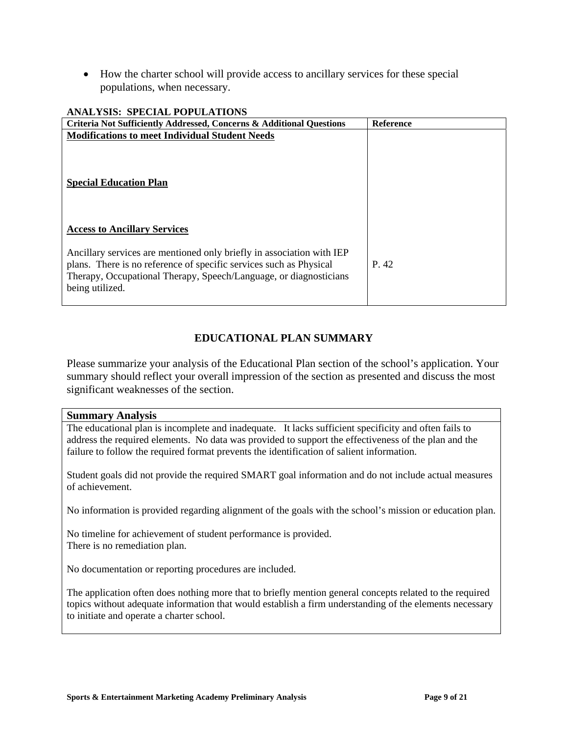- How the charter school will provide access to ancillary services for these special populations, when necessary.

**ANALYSIS: SPECIAL POPULATIONS**

| Criteria Not Sufficiently Addressed, Concerns & Additional Questions | Reference |
|---|---|
| <u>**Modifications to meet Individual Student Needs**</u> | |
| <u>**Special Education Plan**</u> | |
| <u>**Access to Ancillary Services**</u> | |
| Ancillary services are mentioned only briefly in association with IEP plans. There is no reference of specific services such as Physical Therapy, Occupational Therapy, Speech/Language, or diagnosticians being utilized. | P. 42 |

## EDUCATIONAL PLAN SUMMARY

Please summarize your analysis of the Educational Plan section of the school's application. Your summary should reflect your overall impression of the section as presented and discuss the most significant weaknesses of the section.

**Summary Analysis**

The educational plan is incomplete and inadequate. It lacks sufficient specificity and often fails to address the required elements. No data was provided to support the effectiveness of the plan and the failure to follow the required format prevents the identification of salient information.

Student goals did not provide the required SMART goal information and do not include actual measures of achievement.

No information is provided regarding alignment of the goals with the school's mission or education plan.

No timeline for achievement of student performance is provided.
There is no remediation plan.

No documentation or reporting procedures are included.

The application often does nothing more that to briefly mention general concepts related to the required topics without adequate information that would establish a firm understanding of the elements necessary to initiate and operate a charter school.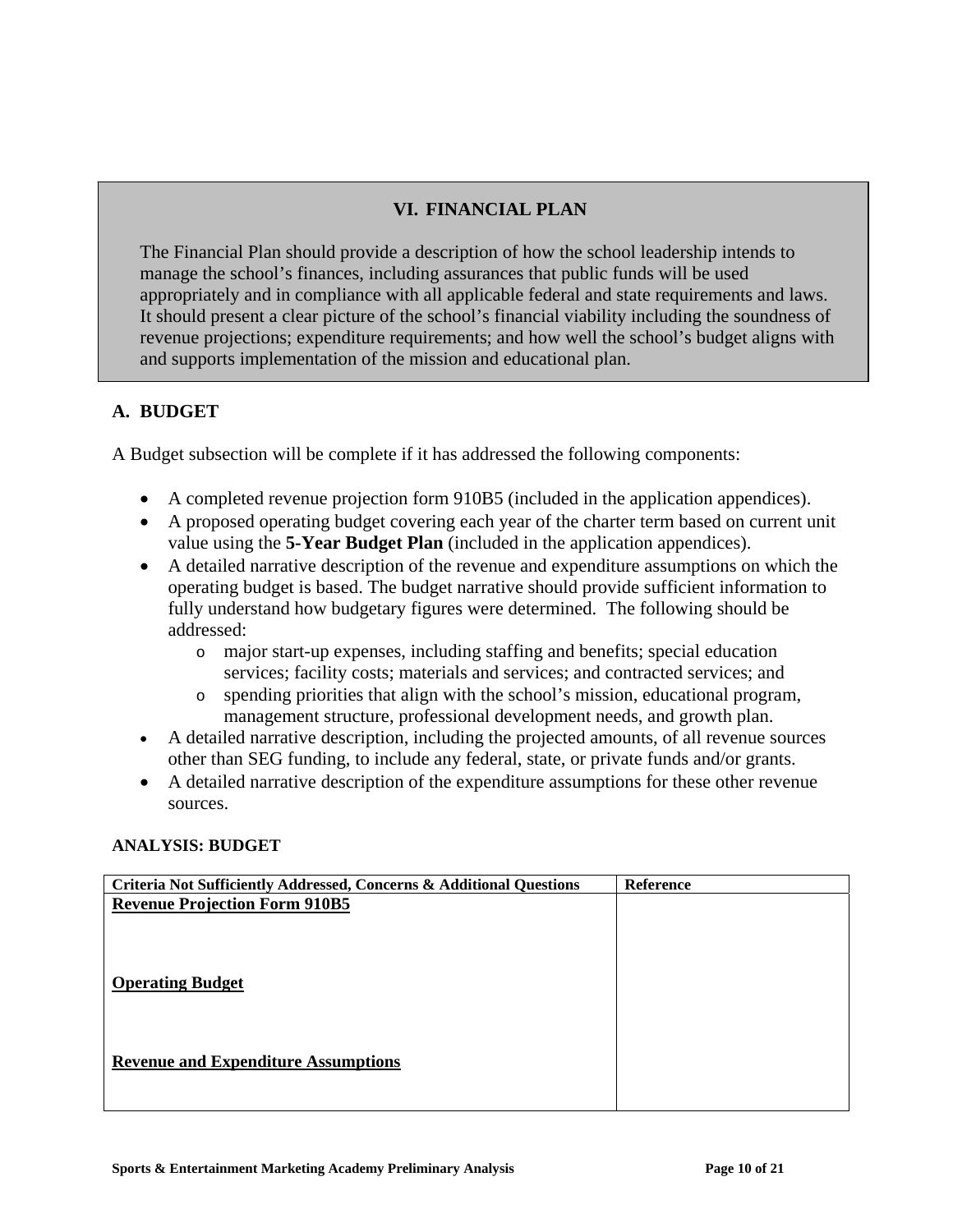## VI. FINANCIAL PLAN

The Financial Plan should provide a description of how the school leadership intends to manage the school's finances, including assurances that public funds will be used appropriately and in compliance with all applicable federal and state requirements and laws. It should present a clear picture of the school's financial viability including the soundness of revenue projections; expenditure requirements; and how well the school's budget aligns with and supports implementation of the mission and educational plan.

### A. BUDGET

A Budget subsection will be complete if it has addressed the following components:

- A completed revenue projection form 910B5 (included in the application appendices).
- A proposed operating budget covering each year of the charter term based on current unit value using the **5-Year Budget Plan** (included in the application appendices).
- A detailed narrative description of the revenue and expenditure assumptions on which the operating budget is based. The budget narrative should provide sufficient information to fully understand how budgetary figures were determined. The following should be addressed:
  - major start-up expenses, including staffing and benefits; special education services; facility costs; materials and services; and contracted services; and
  - spending priorities that align with the school's mission, educational program, management structure, professional development needs, and growth plan.
- A detailed narrative description, including the projected amounts, of all revenue sources other than SEG funding, to include any federal, state, or private funds and/or grants.
- A detailed narrative description of the expenditure assumptions for these other revenue sources.

**ANALYSIS: BUDGET**

| Criteria Not Sufficiently Addressed, Concerns & Additional Questions | Reference |
|---|---|
| <u>**Revenue Projection Form 910B5**</u><br><br><br><u>**Operating Budget**</u><br><br><br><u>**Revenue and Expenditure Assumptions**</u> | |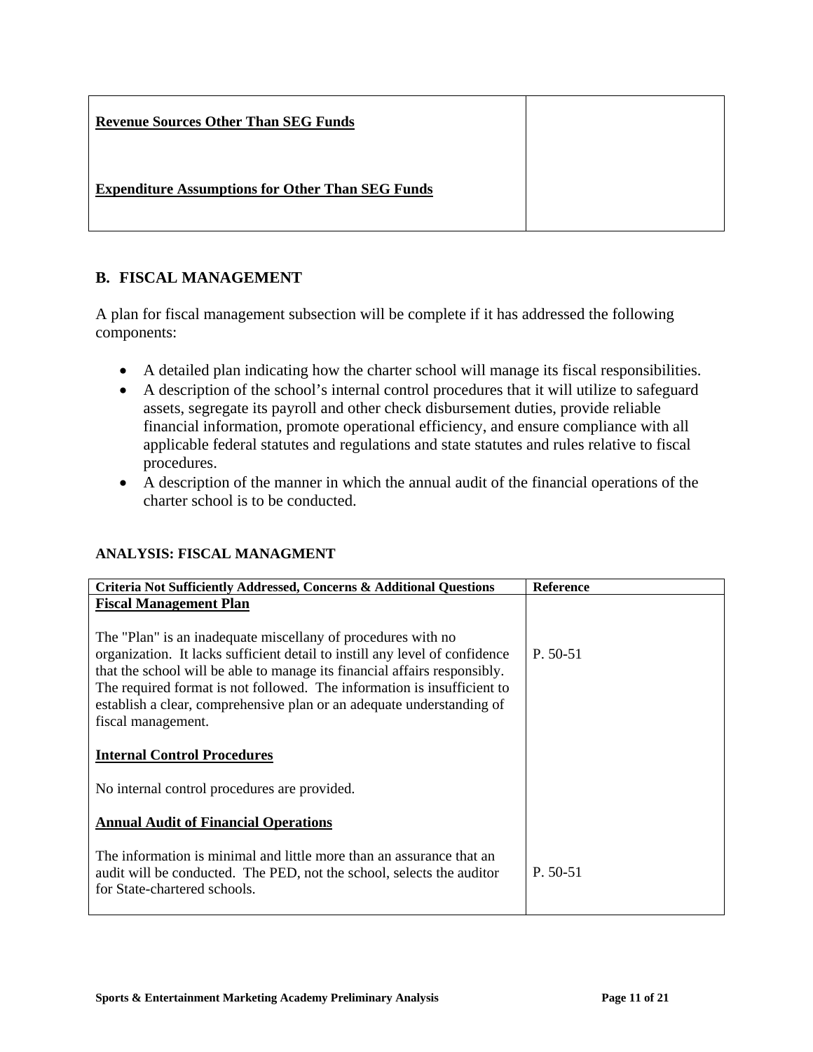| Revenue Sources Other Than SEG Funds | |
|---|---|
| **Revenue Sources Other Than SEG Funds** | |
| **Expenditure Assumptions for Other Than SEG Funds** | |

## B. FISCAL MANAGEMENT

A plan for fiscal management subsection will be complete if it has addressed the following components:

- A detailed plan indicating how the charter school will manage its fiscal responsibilities.
- A description of the school's internal control procedures that it will utilize to safeguard assets, segregate its payroll and other check disbursement duties, provide reliable financial information, promote operational efficiency, and ensure compliance with all applicable federal statutes and regulations and state statutes and rules relative to fiscal procedures.
- A description of the manner in which the annual audit of the financial operations of the charter school is to be conducted.

**ANALYSIS: FISCAL MANAGMENT**

| Criteria Not Sufficiently Addressed, Concerns & Additional Questions | Reference |
|---|---|
| **Fiscal Management Plan** | |
| The "Plan" is an inadequate miscellany of procedures with no organization. It lacks sufficient detail to instill any level of confidence that the school will be able to manage its financial affairs responsibly. The required format is not followed. The information is insufficient to establish a clear, comprehensive plan or an adequate understanding of fiscal management. | P. 50-51 |
| **Internal Control Procedures** | |
| No internal control procedures are provided. | |
| **Annual Audit of Financial Operations** | |
| The information is minimal and little more than an assurance that an audit will be conducted. The PED, not the school, selects the auditor for State-chartered schools. | P. 50-51 |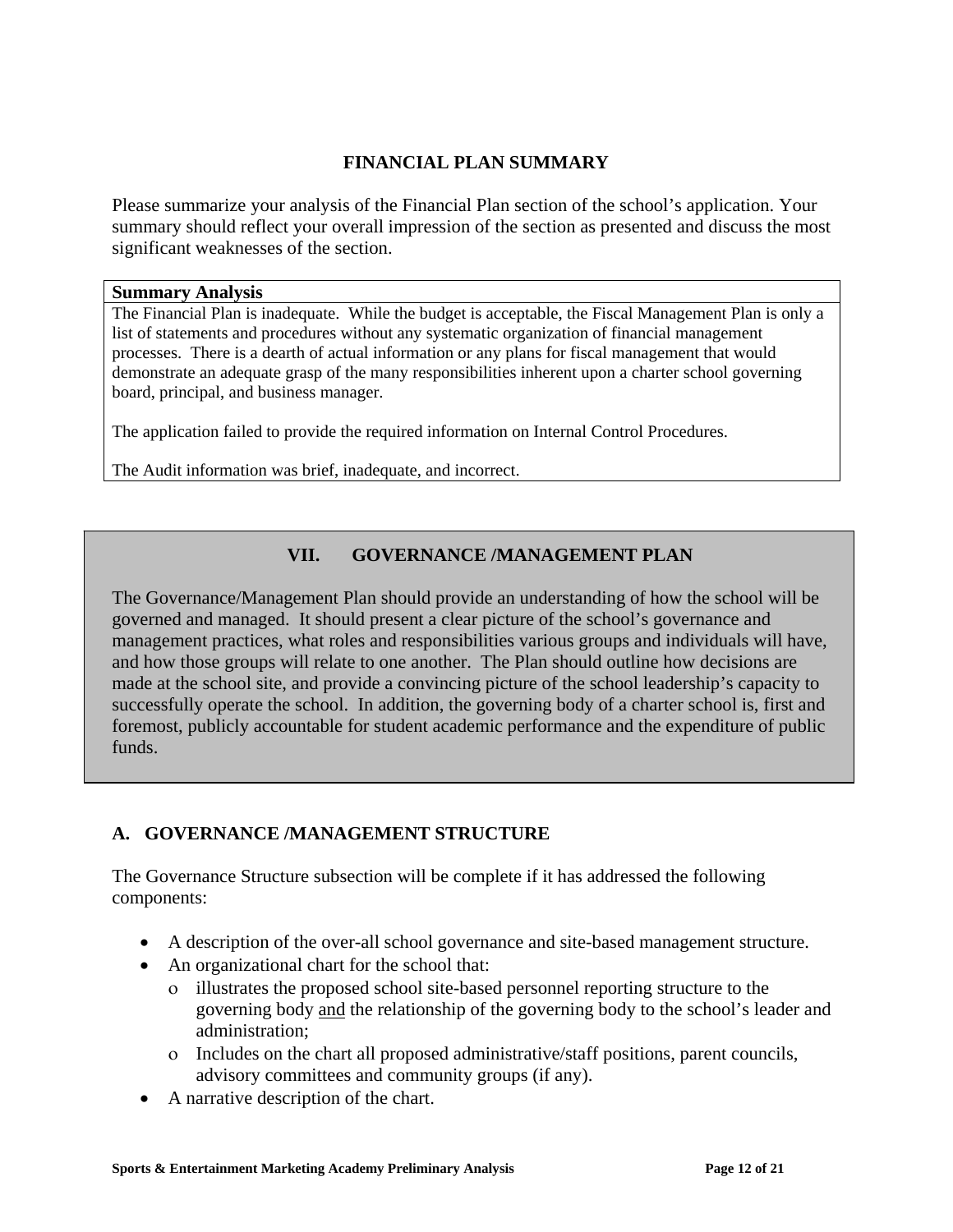## FINANCIAL PLAN SUMMARY

Please summarize your analysis of the Financial Plan section of the school's application. Your summary should reflect your overall impression of the section as presented and discuss the most significant weaknesses of the section.

| **Summary Analysis** |
|---|
| The Financial Plan is inadequate. While the budget is acceptable, the Fiscal Management Plan is only a list of statements and procedures without any systematic organization of financial management processes. There is a dearth of actual information or any plans for fiscal management that would demonstrate an adequate grasp of the many responsibilities inherent upon a charter school governing board, principal, and business manager.<br><br>The application failed to provide the required information on Internal Control Procedures.<br><br>The Audit information was brief, inadequate, and incorrect. |

## VII. GOVERNANCE /MANAGEMENT PLAN

The Governance/Management Plan should provide an understanding of how the school will be governed and managed. It should present a clear picture of the school's governance and management practices, what roles and responsibilities various groups and individuals will have, and how those groups will relate to one another. The Plan should outline how decisions are made at the school site, and provide a convincing picture of the school leadership's capacity to successfully operate the school. In addition, the governing body of a charter school is, first and foremost, publicly accountable for student academic performance and the expenditure of public funds.

### A. GOVERNANCE /MANAGEMENT STRUCTURE

The Governance Structure subsection will be complete if it has addressed the following components:

- A description of the over-all school governance and site-based management structure.
- An organizational chart for the school that:
  - illustrates the proposed school site-based personnel reporting structure to the governing body <u>and</u> the relationship of the governing body to the school's leader and administration;
  - Includes on the chart all proposed administrative/staff positions, parent councils, advisory committees and community groups (if any).
- A narrative description of the chart.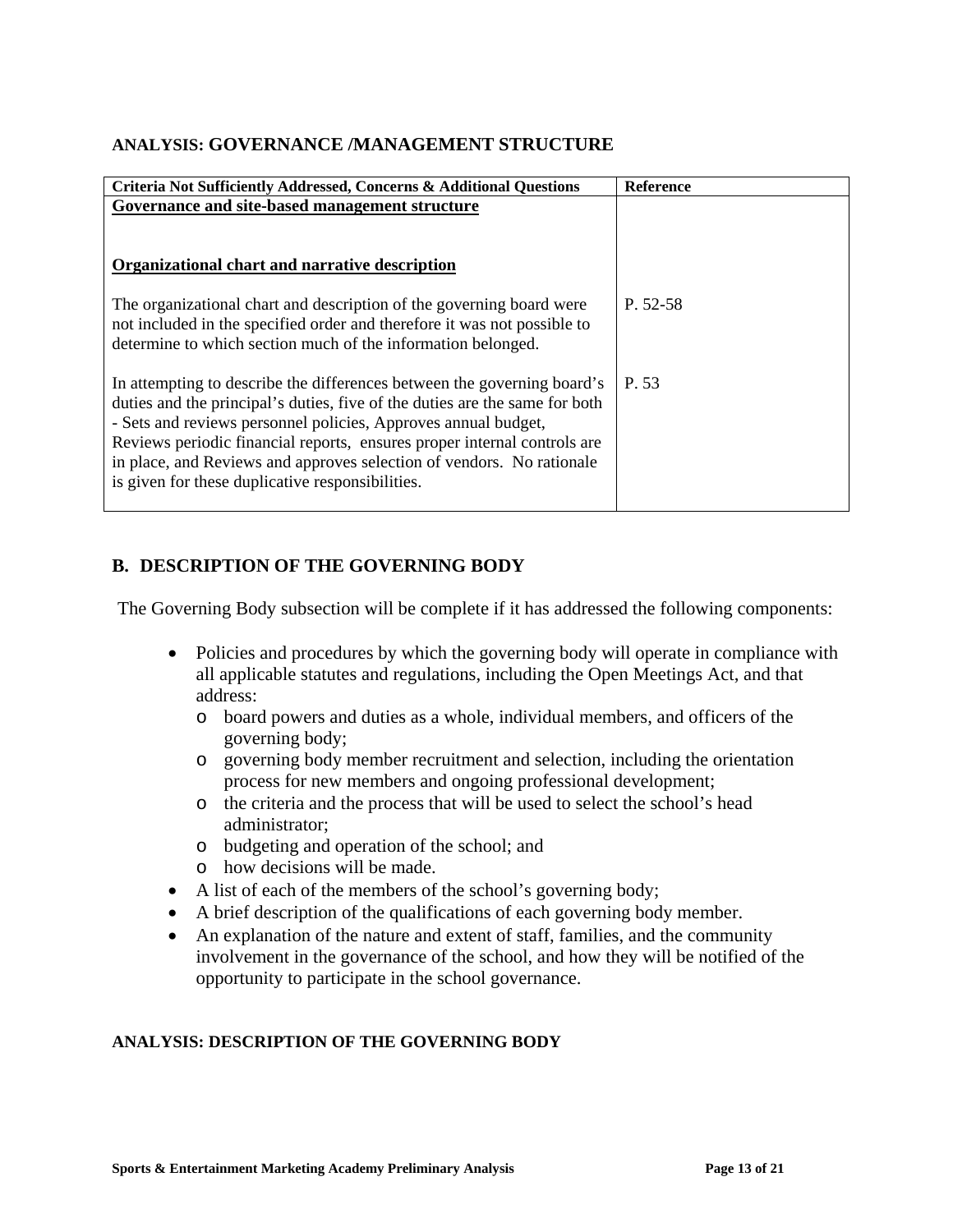**ANALYSIS: GOVERNANCE /MANAGEMENT STRUCTURE**

| Criteria Not Sufficiently Addressed, Concerns & Additional Questions | Reference |
|---|---|
| **Governance and site-based management structure** | |
| **Organizational chart and narrative description** | |
| The organizational chart and description of the governing board were not included in the specified order and therefore it was not possible to determine to which section much of the information belonged. | P. 52-58 |
| In attempting to describe the differences between the governing board's duties and the principal's duties, five of the duties are the same for both - Sets and reviews personnel policies, Approves annual budget, Reviews periodic financial reports, ensures proper internal controls are in place, and Reviews and approves selection of vendors. No rationale is given for these duplicative responsibilities. | P. 53 |

## B. DESCRIPTION OF THE GOVERNING BODY

The Governing Body subsection will be complete if it has addressed the following components:

- Policies and procedures by which the governing body will operate in compliance with all applicable statutes and regulations, including the Open Meetings Act, and that address:
  - board powers and duties as a whole, individual members, and officers of the governing body;
  - governing body member recruitment and selection, including the orientation process for new members and ongoing professional development;
  - the criteria and the process that will be used to select the school's head administrator;
  - budgeting and operation of the school; and
  - how decisions will be made.
- A list of each of the members of the school's governing body;
- A brief description of the qualifications of each governing body member.
- An explanation of the nature and extent of staff, families, and the community involvement in the governance of the school, and how they will be notified of the opportunity to participate in the school governance.

**ANALYSIS: DESCRIPTION OF THE GOVERNING BODY**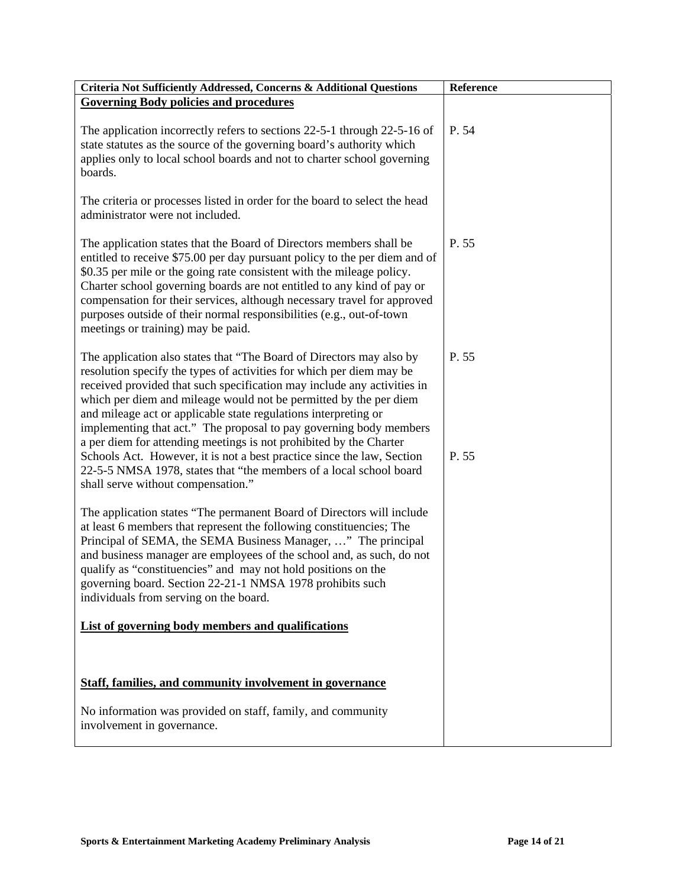| Criteria Not Sufficiently Addressed, Concerns & Additional Questions | Reference |
|---|---|
| **Governing Body policies and procedures** | |
| The application incorrectly refers to sections 22-5-1 through 22-5-16 of state statutes as the source of the governing board's authority which applies only to local school boards and not to charter school governing boards. | P. 54 |
| The criteria or processes listed in order for the board to select the head administrator were not included. | |
| The application states that the Board of Directors members shall be entitled to receive $75.00 per day pursuant policy to the per diem and of $0.35 per mile or the going rate consistent with the mileage policy. Charter school governing boards are not entitled to any kind of pay or compensation for their services, although necessary travel for approved purposes outside of their normal responsibilities (e.g., out-of-town meetings or training) may be paid. | P. 55 |
| The application also states that "The Board of Directors may also by resolution specify the types of activities for which per diem may be received provided that such specification may include any activities in which per diem and mileage would not be permitted by the per diem and mileage act or applicable state regulations interpreting or implementing that act." The proposal to pay governing body members a per diem for attending meetings is not prohibited by the Charter Schools Act. However, it is not a best practice since the law, Section 22-5-5 NMSA 1978, states that "the members of a local school board shall serve without compensation." | P. 55<br><br>P. 55 |
| The application states "The permanent Board of Directors will include at least 6 members that represent the following constituencies; The Principal of SEMA, the SEMA Business Manager, …" The principal and business manager are employees of the school and, as such, do not qualify as "constituencies" and may not hold positions on the governing board. Section 22-21-1 NMSA 1978 prohibits such individuals from serving on the board. | |
| **List of governing body members and qualifications** | |
| **Staff, families, and community involvement in governance** | |
| No information was provided on staff, family, and community involvement in governance. | |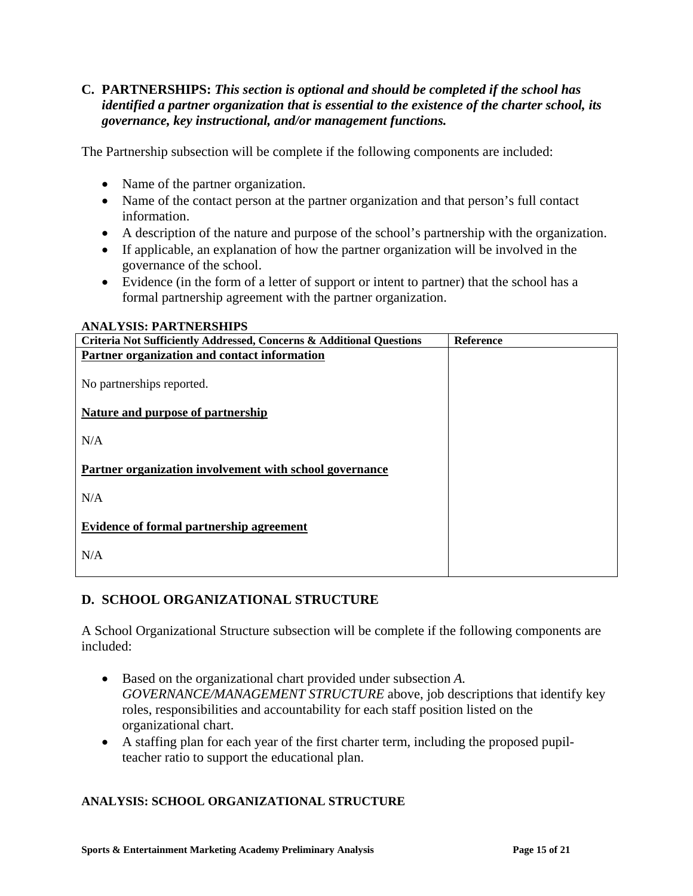## C. PARTNERSHIPS: *This section is optional and should be completed if the school has identified a partner organization that is essential to the existence of the charter school, its governance, key instructional, and/or management functions.*

The Partnership subsection will be complete if the following components are included:

- Name of the partner organization.
- Name of the contact person at the partner organization and that person's full contact information.
- A description of the nature and purpose of the school's partnership with the organization.
- If applicable, an explanation of how the partner organization will be involved in the governance of the school.
- Evidence (in the form of a letter of support or intent to partner) that the school has a formal partnership agreement with the partner organization.

**ANALYSIS: PARTNERSHIPS**

| Criteria Not Sufficiently Addressed, Concerns & Additional Questions | Reference |
|---|---|
| **Partner organization and contact information**<br><br>No partnerships reported.<br><br>**Nature and purpose of partnership**<br><br>N/A<br><br>**Partner organization involvement with school governance**<br><br>N/A<br><br>**Evidence of formal partnership agreement**<br><br>N/A | |

## D. SCHOOL ORGANIZATIONAL STRUCTURE

A School Organizational Structure subsection will be complete if the following components are included:

- Based on the organizational chart provided under subsection *A. GOVERNANCE/MANAGEMENT STRUCTURE* above, job descriptions that identify key roles, responsibilities and accountability for each staff position listed on the organizational chart.
- A staffing plan for each year of the first charter term, including the proposed pupil-teacher ratio to support the educational plan.

**ANALYSIS: SCHOOL ORGANIZATIONAL STRUCTURE**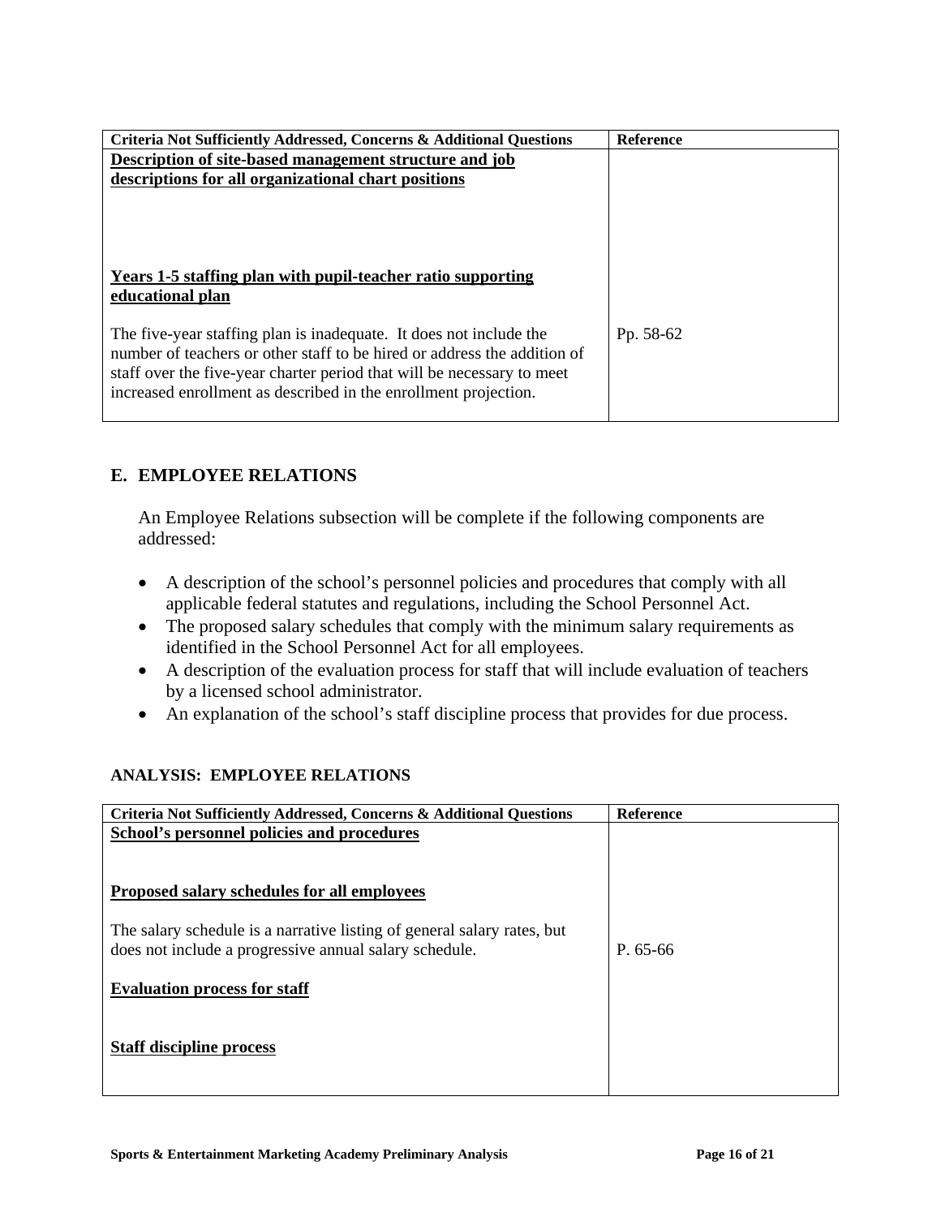| Criteria Not Sufficiently Addressed, Concerns & Additional Questions | Reference |
|---|---|
| **Description of site-based management structure and job descriptions for all organizational chart positions** | |
| **Years 1-5 staffing plan with pupil-teacher ratio supporting educational plan** | |
| The five-year staffing plan is inadequate. It does not include the number of teachers or other staff to be hired or address the addition of staff over the five-year charter period that will be necessary to meet increased enrollment as described in the enrollment projection. | Pp. 58-62 |

## E. EMPLOYEE RELATIONS

An Employee Relations subsection will be complete if the following components are addressed:

- A description of the school's personnel policies and procedures that comply with all applicable federal statutes and regulations, including the School Personnel Act.
- The proposed salary schedules that comply with the minimum salary requirements as identified in the School Personnel Act for all employees.
- A description of the evaluation process for staff that will include evaluation of teachers by a licensed school administrator.
- An explanation of the school's staff discipline process that provides for due process.

### ANALYSIS: EMPLOYEE RELATIONS

| Criteria Not Sufficiently Addressed, Concerns & Additional Questions | Reference |
|---|---|
| **School's personnel policies and procedures** | |
| **Proposed salary schedules for all employees** | |
| The salary schedule is a narrative listing of general salary rates, but does not include a progressive annual salary schedule. | P. 65-66 |
| **Evaluation process for staff** | |
| **Staff discipline process** | |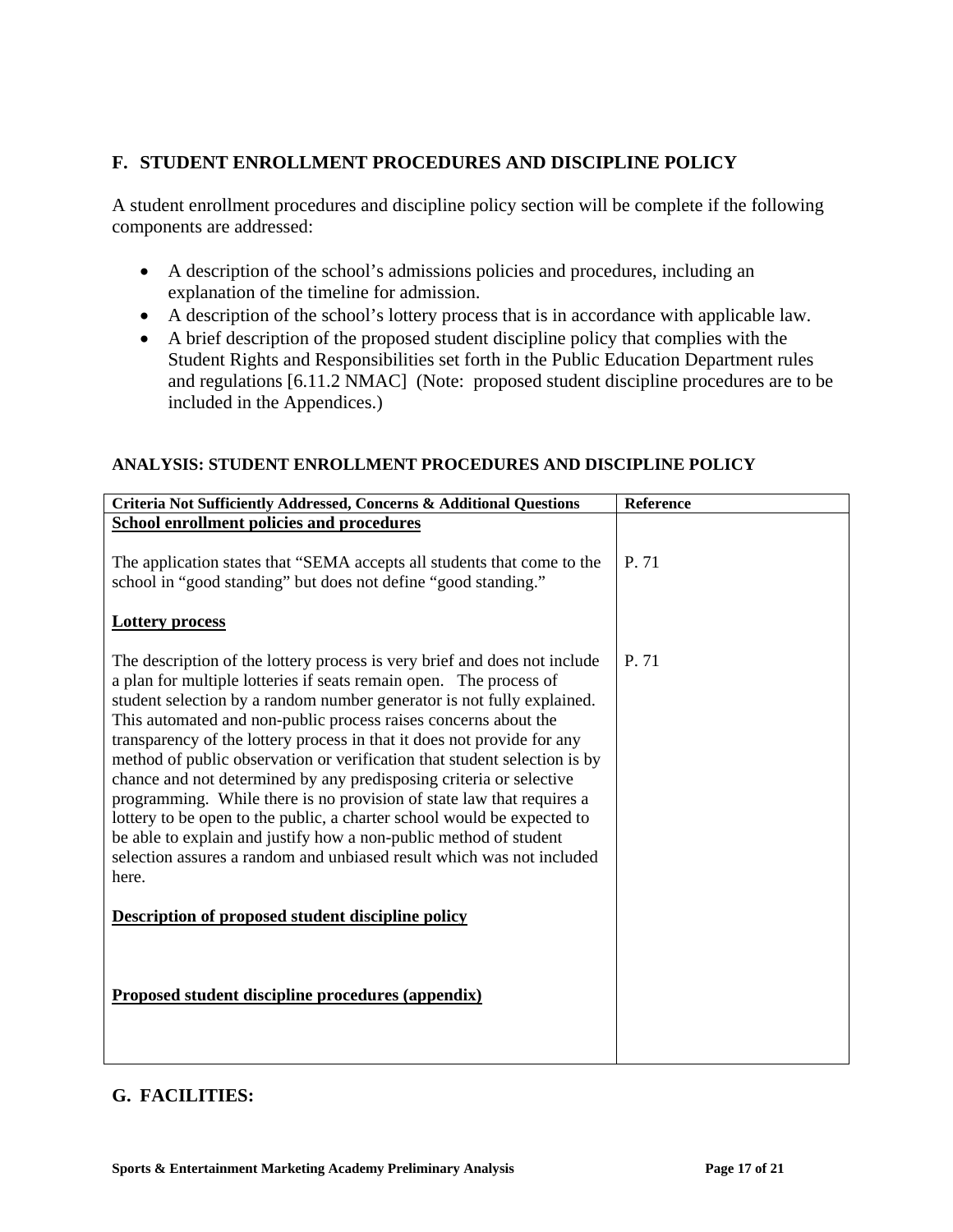## F. STUDENT ENROLLMENT PROCEDURES AND DISCIPLINE POLICY

A student enrollment procedures and discipline policy section will be complete if the following components are addressed:

- A description of the school's admissions policies and procedures, including an explanation of the timeline for admission.
- A description of the school's lottery process that is in accordance with applicable law.
- A brief description of the proposed student discipline policy that complies with the Student Rights and Responsibilities set forth in the Public Education Department rules and regulations [6.11.2 NMAC] (Note: proposed student discipline procedures are to be included in the Appendices.)

### ANALYSIS: STUDENT ENROLLMENT PROCEDURES AND DISCIPLINE POLICY

| Criteria Not Sufficiently Addressed, Concerns & Additional Questions | Reference |
|---|---|
| **<u>School enrollment policies and procedures</u>** | |
| The application states that "SEMA accepts all students that come to the school in "good standing" but does not define "good standing." | P. 71 |
| **<u>Lottery process</u>** | |
| The description of the lottery process is very brief and does not include a plan for multiple lotteries if seats remain open. The process of student selection by a random number generator is not fully explained. This automated and non-public process raises concerns about the transparency of the lottery process in that it does not provide for any method of public observation or verification that student selection is by chance and not determined by any predisposing criteria or selective programming. While there is no provision of state law that requires a lottery to be open to the public, a charter school would be expected to be able to explain and justify how a non-public method of student selection assures a random and unbiased result which was not included here. | P. 71 |
| **<u>Description of proposed student discipline policy</u>** | |
| **<u>Proposed student discipline procedures (appendix)</u>** | |

## G. FACILITIES: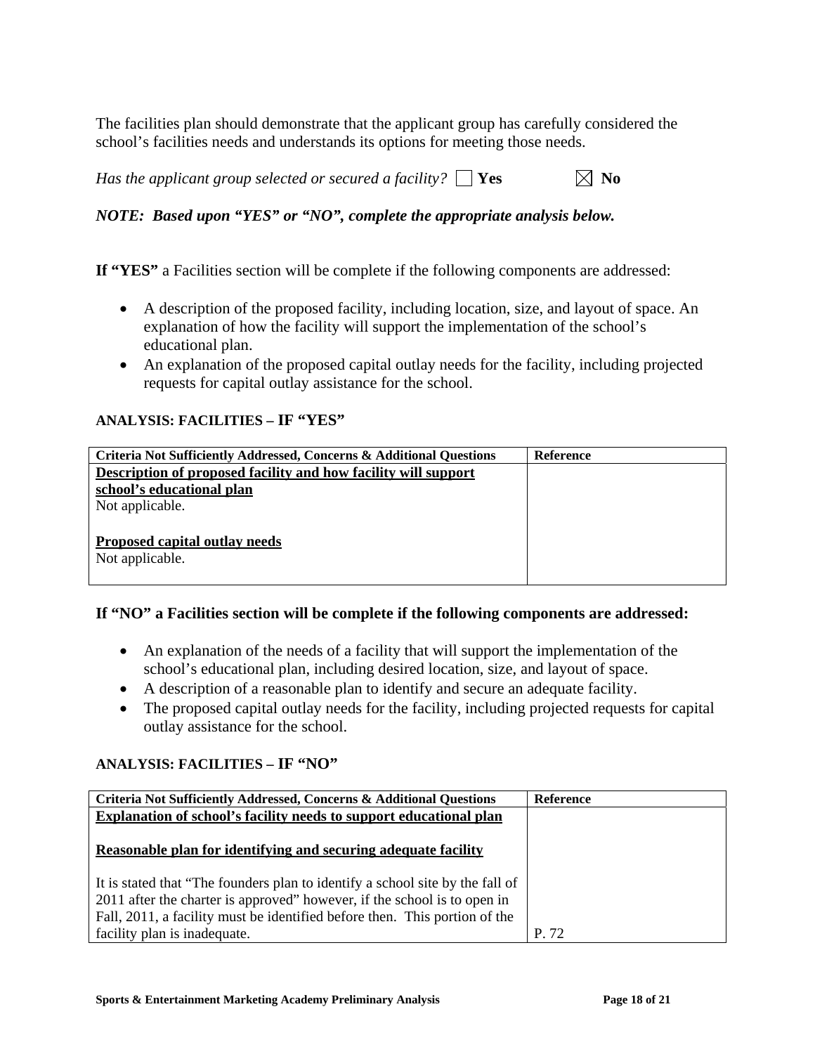The facilities plan should demonstrate that the applicant group has carefully considered the school's facilities needs and understands its options for meeting those needs.

*Has the applicant group selected or secured a facility?* ☐ **Yes** ☒ **No**

***NOTE: Based upon "YES" or "NO", complete the appropriate analysis below.***

**If "YES"** a Facilities section will be complete if the following components are addressed:

- A description of the proposed facility, including location, size, and layout of space. An explanation of how the facility will support the implementation of the school's educational plan.
- An explanation of the proposed capital outlay needs for the facility, including projected requests for capital outlay assistance for the school.

**ANALYSIS: FACILITIES – IF "YES"**

| Criteria Not Sufficiently Addressed, Concerns & Additional Questions | Reference |
|---|---|
| **Description of proposed facility and how facility will support school's educational plan**<br>Not applicable.<br><br>**Proposed capital outlay needs**<br>Not applicable. | |

**If "NO" a Facilities section will be complete if the following components are addressed:**

- An explanation of the needs of a facility that will support the implementation of the school's educational plan, including desired location, size, and layout of space.
- A description of a reasonable plan to identify and secure an adequate facility.
- The proposed capital outlay needs for the facility, including projected requests for capital outlay assistance for the school.

**ANALYSIS: FACILITIES – IF "NO"**

| Criteria Not Sufficiently Addressed, Concerns & Additional Questions | Reference |
|---|---|
| **Explanation of school's facility needs to support educational plan**<br><br>**Reasonable plan for identifying and securing adequate facility**<br><br>It is stated that "The founders plan to identify a school site by the fall of 2011 after the charter is approved" however, if the school is to open in Fall, 2011, a facility must be identified before then. This portion of the facility plan is inadequate. | P. 72 |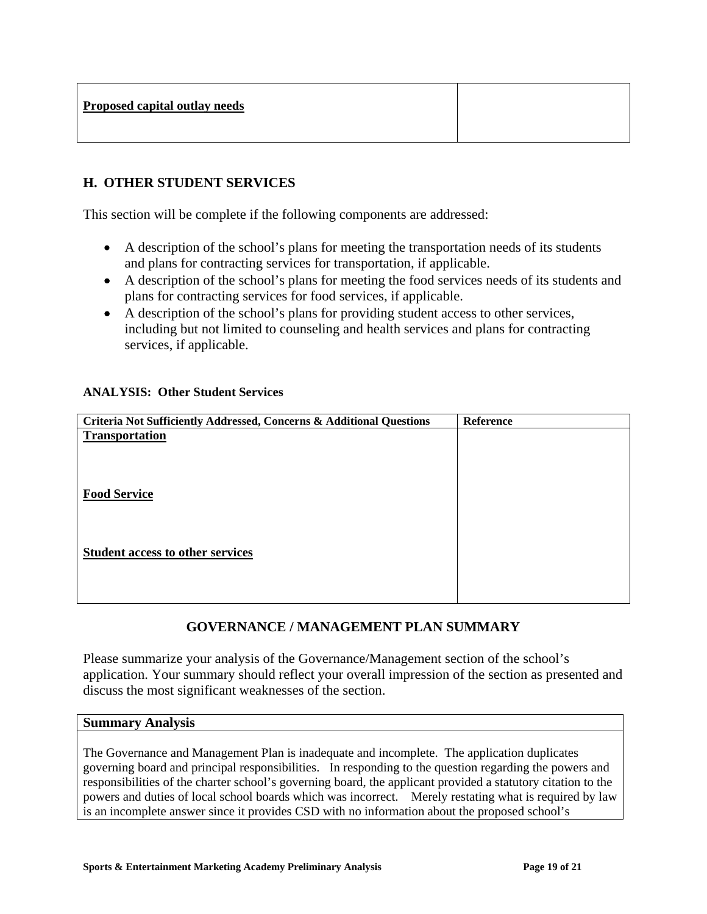| **Proposed capital outlay needs** | |
|---|---|

## H. OTHER STUDENT SERVICES

This section will be complete if the following components are addressed:

- A description of the school's plans for meeting the transportation needs of its students and plans for contracting services for transportation, if applicable.
- A description of the school's plans for meeting the food services needs of its students and plans for contracting services for food services, if applicable.
- A description of the school's plans for providing student access to other services, including but not limited to counseling and health services and plans for contracting services, if applicable.

**ANALYSIS: Other Student Services**

| Criteria Not Sufficiently Addressed, Concerns & Additional Questions | Reference |
|---|---|
| **Transportation** | |
| **Food Service** | |
| **Student access to other services** | |

## GOVERNANCE / MANAGEMENT PLAN SUMMARY

Please summarize your analysis of the Governance/Management section of the school's application. Your summary should reflect your overall impression of the section as presented and discuss the most significant weaknesses of the section.

| Summary Analysis |
|---|
| The Governance and Management Plan is inadequate and incomplete. The application duplicates governing board and principal responsibilities. In responding to the question regarding the powers and responsibilities of the charter school's governing board, the applicant provided a statutory citation to the powers and duties of local school boards which was incorrect. Merely restating what is required by law is an incomplete answer since it provides CSD with no information about the proposed school's |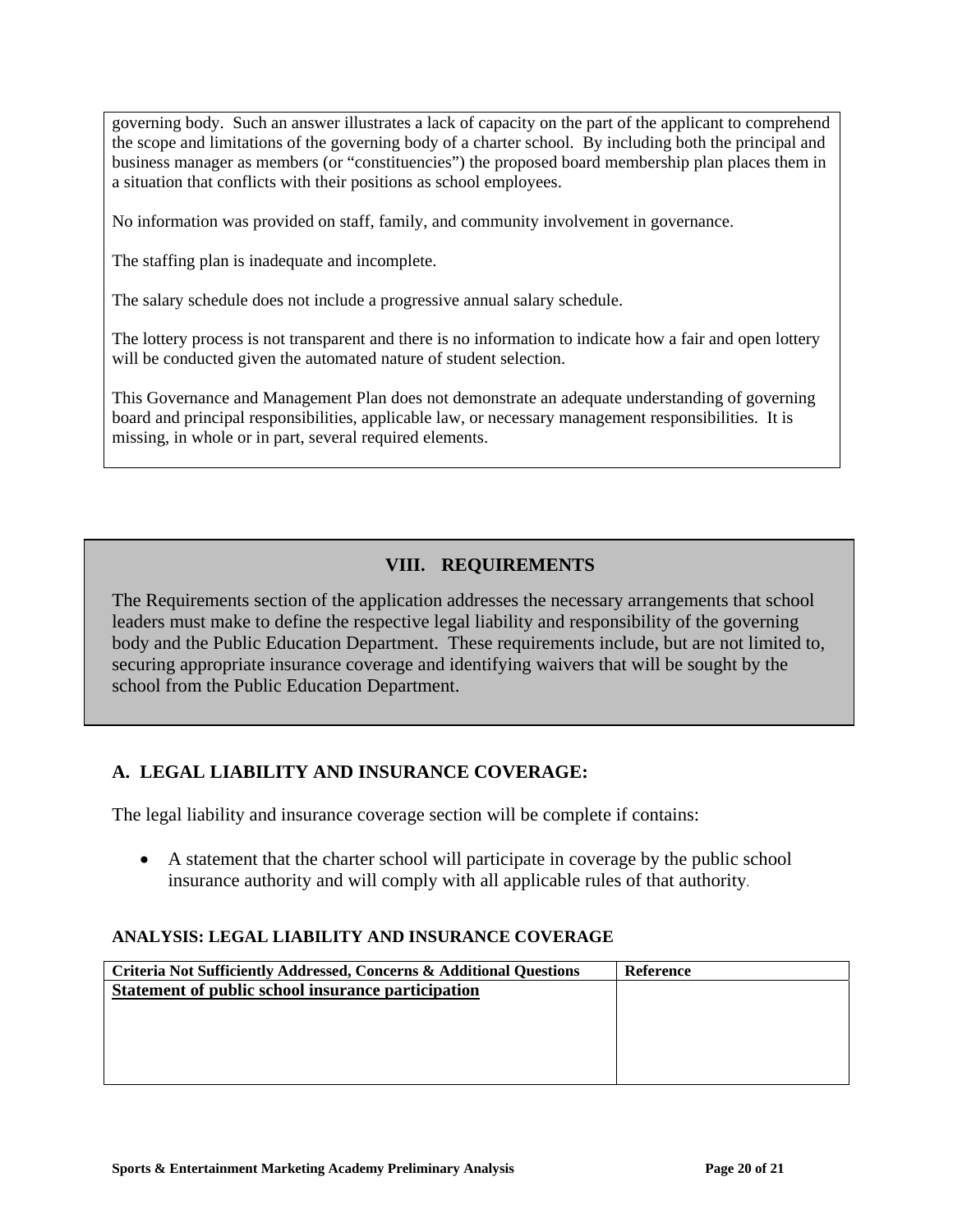governing body. Such an answer illustrates a lack of capacity on the part of the applicant to comprehend the scope and limitations of the governing body of a charter school. By including both the principal and business manager as members (or "constituencies") the proposed board membership plan places them in a situation that conflicts with their positions as school employees.

No information was provided on staff, family, and community involvement in governance.

The staffing plan is inadequate and incomplete.

The salary schedule does not include a progressive annual salary schedule.

The lottery process is not transparent and there is no information to indicate how a fair and open lottery will be conducted given the automated nature of student selection.

This Governance and Management Plan does not demonstrate an adequate understanding of governing board and principal responsibilities, applicable law, or necessary management responsibilities. It is missing, in whole or in part, several required elements.

## VIII. REQUIREMENTS

The Requirements section of the application addresses the necessary arrangements that school leaders must make to define the respective legal liability and responsibility of the governing body and the Public Education Department. These requirements include, but are not limited to, securing appropriate insurance coverage and identifying waivers that will be sought by the school from the Public Education Department.

### A. LEGAL LIABILITY AND INSURANCE COVERAGE:

The legal liability and insurance coverage section will be complete if contains:

- A statement that the charter school will participate in coverage by the public school insurance authority and will comply with all applicable rules of that authority.

**ANALYSIS: LEGAL LIABILITY AND INSURANCE COVERAGE**

| Criteria Not Sufficiently Addressed, Concerns & Additional Questions | Reference |
|---|---|
| **Statement of public school insurance participation** | |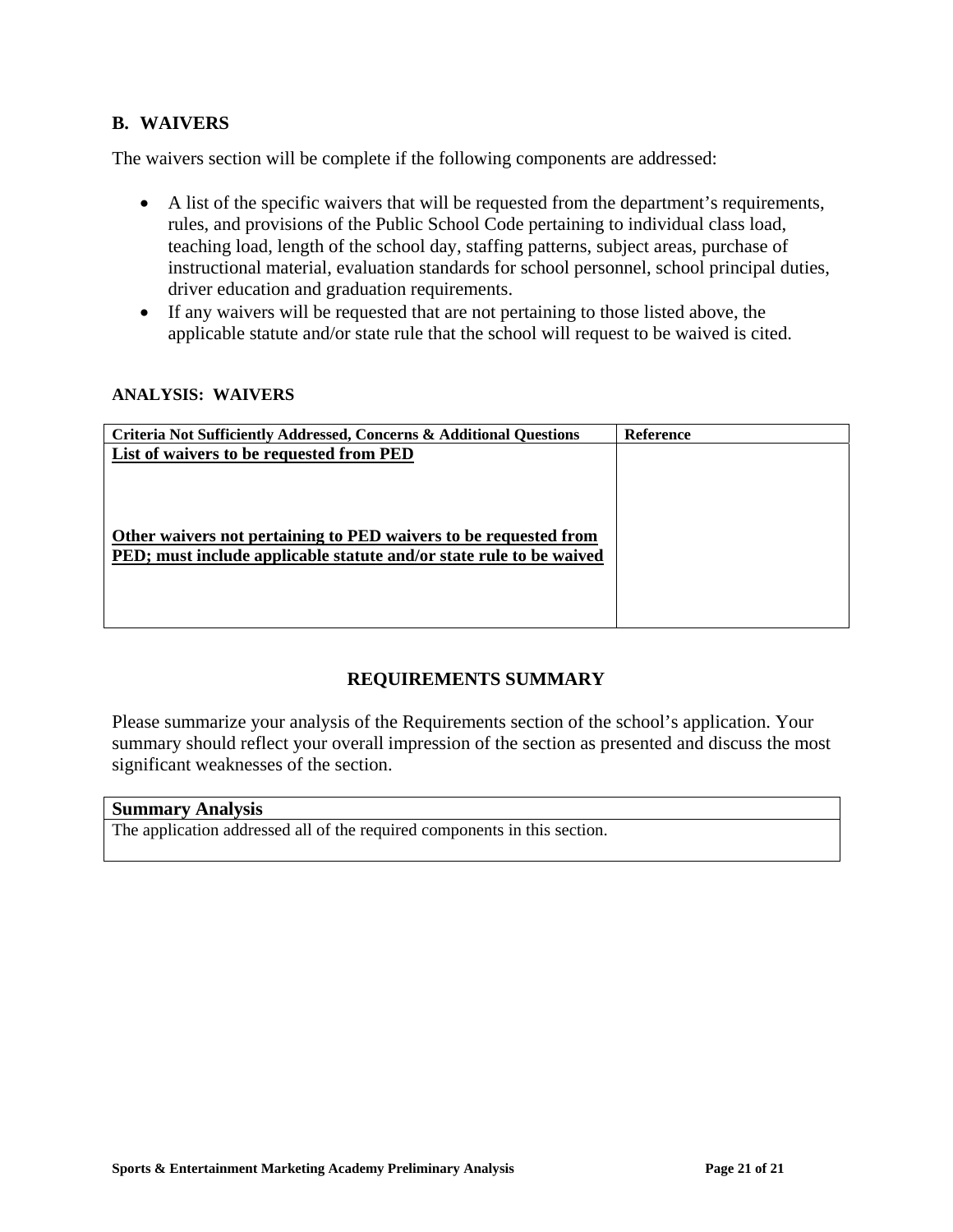## B. WAIVERS

The waivers section will be complete if the following components are addressed:

- A list of the specific waivers that will be requested from the department's requirements, rules, and provisions of the Public School Code pertaining to individual class load, teaching load, length of the school day, staffing patterns, subject areas, purchase of instructional material, evaluation standards for school personnel, school principal duties, driver education and graduation requirements.
- If any waivers will be requested that are not pertaining to those listed above, the applicable statute and/or state rule that the school will request to be waived is cited.

**ANALYSIS: WAIVERS**

| Criteria Not Sufficiently Addressed, Concerns & Additional Questions | Reference |
|---|---|
| **List of waivers to be requested from PED**<br><br><br><br>**Other waivers not pertaining to PED waivers to be requested from PED; must include applicable statute and/or state rule to be waived** | |

## REQUIREMENTS SUMMARY

Please summarize your analysis of the Requirements section of the school's application. Your summary should reflect your overall impression of the section as presented and discuss the most significant weaknesses of the section.

| **Summary Analysis** |
|---|
| The application addressed all of the required components in this section. |